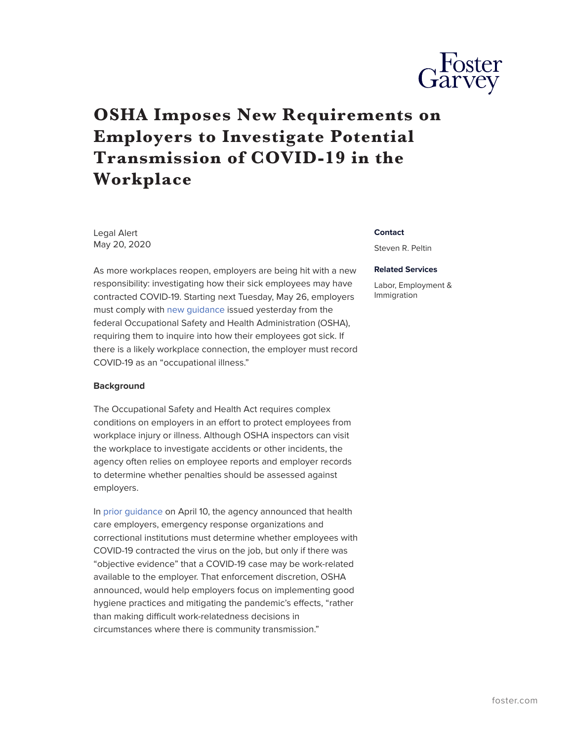# OSHA Imposes New Requirements on Employers to Investigate Potential Transmission of COVID-19 in the Workplace

Legal Alert
May 20, 2020

**Contact**

Steven R. Peltin

**Related Services**

Labor, Employment & Immigration

As more workplaces reopen, employers are being hit with a new responsibility: investigating how their sick employees may have contracted COVID-19. Starting next Tuesday, May 26, employers must comply with new guidance issued yesterday from the federal Occupational Safety and Health Administration (OSHA), requiring them to inquire into how their employees got sick. If there is a likely workplace connection, the employer must record COVID-19 as an "occupational illness."

**Background**

The Occupational Safety and Health Act requires complex conditions on employers in an effort to protect employees from workplace injury or illness. Although OSHA inspectors can visit the workplace to investigate accidents or other incidents, the agency often relies on employee reports and employer records to determine whether penalties should be assessed against employers.

In prior guidance on April 10, the agency announced that health care employers, emergency response organizations and correctional institutions must determine whether employees with COVID-19 contracted the virus on the job, but only if there was "objective evidence" that a COVID-19 case may be work-related available to the employer. That enforcement discretion, OSHA announced, would help employers focus on implementing good hygiene practices and mitigating the pandemic's effects, "rather than making difficult work-relatedness decisions in circumstances where there is community transmission."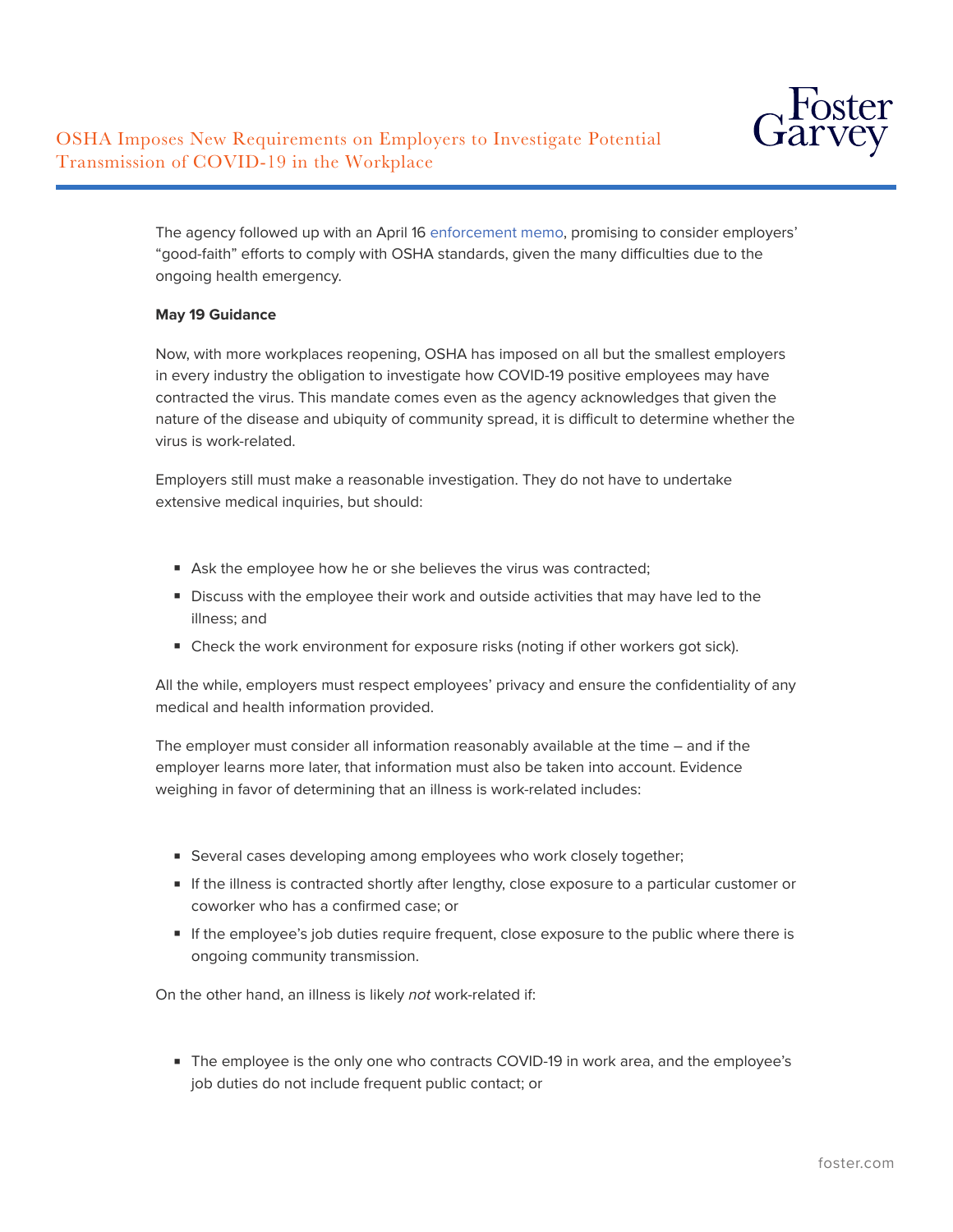The agency followed up with an April 16 enforcement memo, promising to consider employers' "good-faith" efforts to comply with OSHA standards, given the many difficulties due to the ongoing health emergency.

**May 19 Guidance**

Now, with more workplaces reopening, OSHA has imposed on all but the smallest employers in every industry the obligation to investigate how COVID-19 positive employees may have contracted the virus. This mandate comes even as the agency acknowledges that given the nature of the disease and ubiquity of community spread, it is difficult to determine whether the virus is work-related.

Employers still must make a reasonable investigation. They do not have to undertake extensive medical inquiries, but should:

- Ask the employee how he or she believes the virus was contracted;
- Discuss with the employee their work and outside activities that may have led to the illness; and
- Check the work environment for exposure risks (noting if other workers got sick).

All the while, employers must respect employees' privacy and ensure the confidentiality of any medical and health information provided.

The employer must consider all information reasonably available at the time – and if the employer learns more later, that information must also be taken into account. Evidence weighing in favor of determining that an illness is work-related includes:

- Several cases developing among employees who work closely together;
- If the illness is contracted shortly after lengthy, close exposure to a particular customer or coworker who has a confirmed case; or
- If the employee's job duties require frequent, close exposure to the public where there is ongoing community transmission.

On the other hand, an illness is likely *not* work-related if:

- The employee is the only one who contracts COVID-19 in work area, and the employee's job duties do not include frequent public contact; or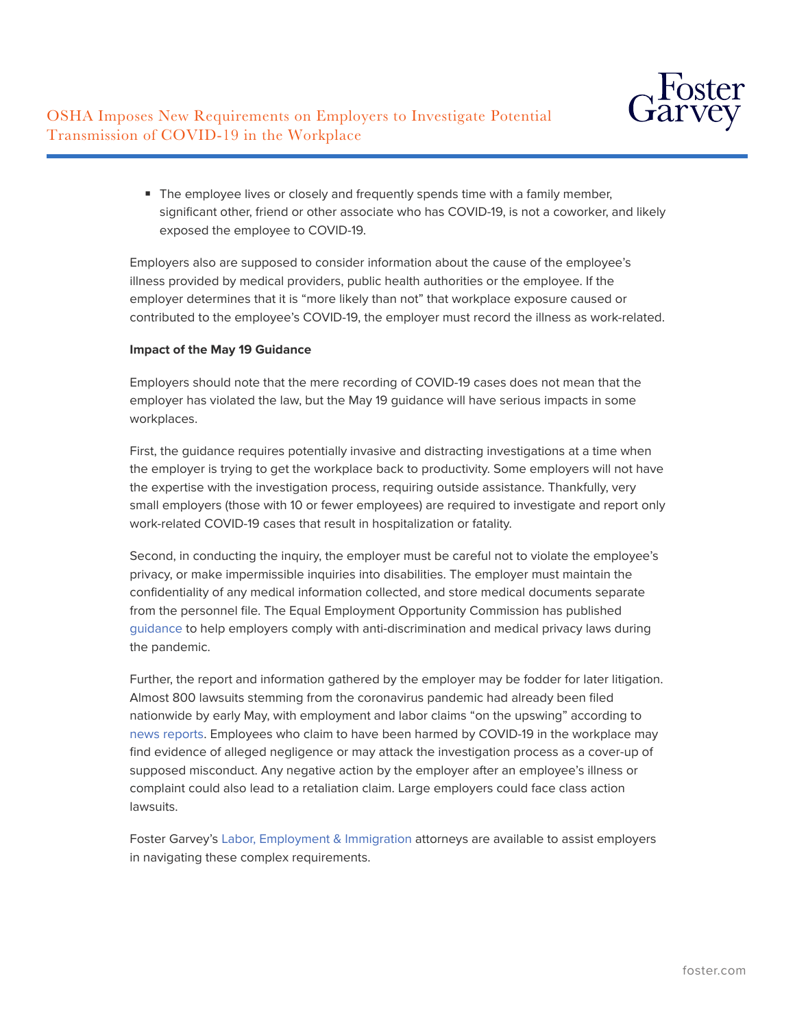- The employee lives or closely and frequently spends time with a family member, significant other, friend or other associate who has COVID-19, is not a coworker, and likely exposed the employee to COVID-19.

Employers also are supposed to consider information about the cause of the employee's illness provided by medical providers, public health authorities or the employee. If the employer determines that it is "more likely than not" that workplace exposure caused or contributed to the employee's COVID-19, the employer must record the illness as work-related.

**Impact of the May 19 Guidance**

Employers should note that the mere recording of COVID-19 cases does not mean that the employer has violated the law, but the May 19 guidance will have serious impacts in some workplaces.

First, the guidance requires potentially invasive and distracting investigations at a time when the employer is trying to get the workplace back to productivity. Some employers will not have the expertise with the investigation process, requiring outside assistance. Thankfully, very small employers (those with 10 or fewer employees) are required to investigate and report only work-related COVID-19 cases that result in hospitalization or fatality.

Second, in conducting the inquiry, the employer must be careful not to violate the employee's privacy, or make impermissible inquiries into disabilities. The employer must maintain the confidentiality of any medical information collected, and store medical documents separate from the personnel file. The Equal Employment Opportunity Commission has published guidance to help employers comply with anti-discrimination and medical privacy laws during the pandemic.

Further, the report and information gathered by the employer may be fodder for later litigation. Almost 800 lawsuits stemming from the coronavirus pandemic had already been filed nationwide by early May, with employment and labor claims "on the upswing" according to news reports. Employees who claim to have been harmed by COVID-19 in the workplace may find evidence of alleged negligence or may attack the investigation process as a cover-up of supposed misconduct. Any negative action by the employer after an employee's illness or complaint could also lead to a retaliation claim. Large employers could face class action lawsuits.

Foster Garvey's Labor, Employment & Immigration attorneys are available to assist employers in navigating these complex requirements.